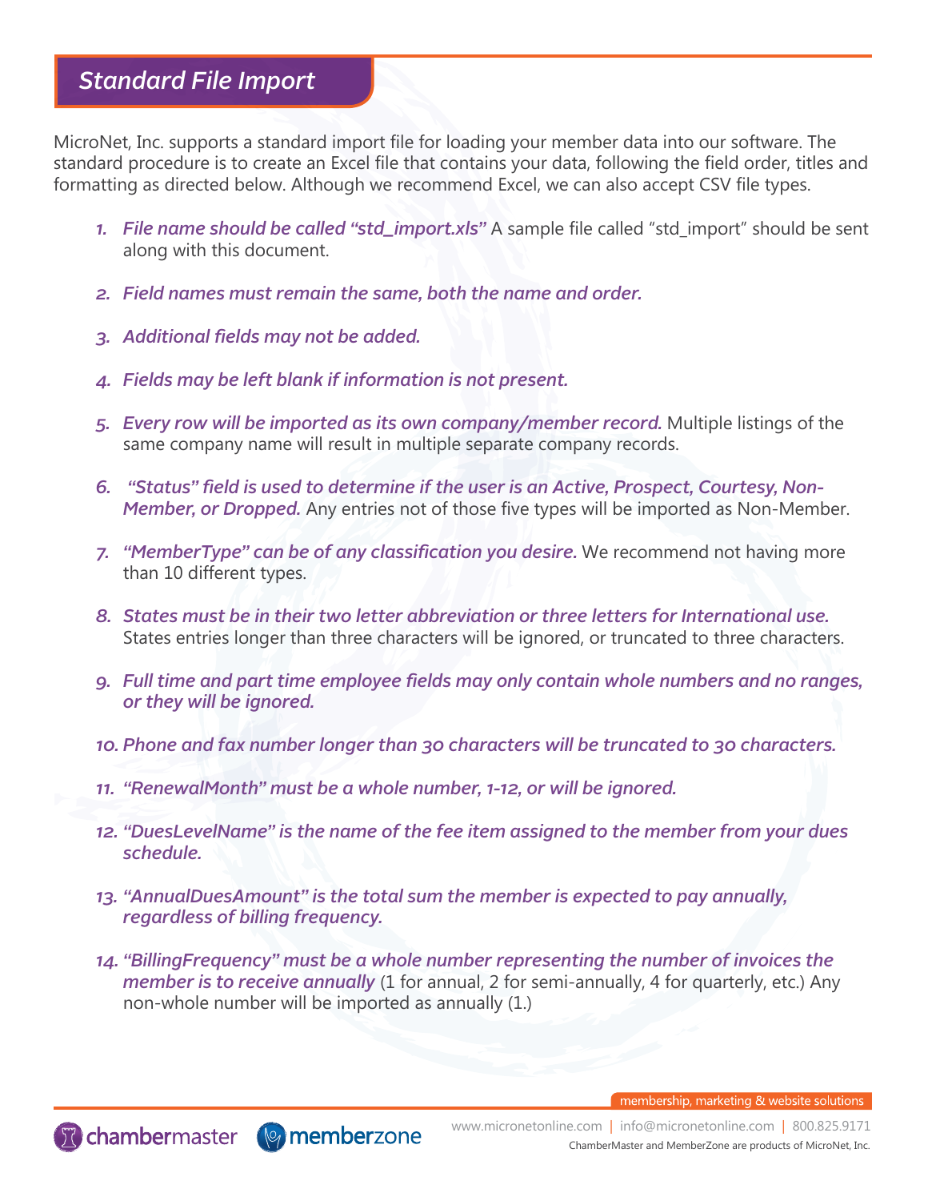# Standard File Import

MicroNet, Inc. supports a standard import file for loading your member data into our software. The standard procedure is to create an Excel file that contains your data, following the field order, titles and formatting as directed below. Although we recommend Excel, we can also accept CSV file types.

1. ***File name should be called "std_import.xls"*** A sample file called "std_import" should be sent along with this document.
2. ***Field names must remain the same, both the name and order.***
3. ***Additional fields may not be added.***
4. ***Fields may be left blank if information is not present.***
5. ***Every row will be imported as its own company/member record.*** Multiple listings of the same company name will result in multiple separate company records.
6. ***"Status" field is used to determine if the user is an Active, Prospect, Courtesy, Non-Member, or Dropped.*** Any entries not of those five types will be imported as Non-Member.
7. ***"MemberType" can be of any classification you desire.*** We recommend not having more than 10 different types.
8. ***States must be in their two letter abbreviation or three letters for International use.*** States entries longer than three characters will be ignored, or truncated to three characters.
9. ***Full time and part time employee fields may only contain whole numbers and no ranges, or they will be ignored.***
10. ***Phone and fax number longer than 30 characters will be truncated to 30 characters.***
11. ***"RenewalMonth" must be a whole number, 1-12, or will be ignored.***
12. ***"DuesLevelName" is the name of the fee item assigned to the member from your dues schedule.***
13. ***"AnnualDuesAmount" is the total sum the member is expected to pay annually, regardless of billing frequency.***
14. ***"BillingFrequency" must be a whole number representing the number of invoices the member is to receive annually*** (1 for annual, 2 for semi-annually, 4 for quarterly, etc.) Any non-whole number will be imported as annually (1.)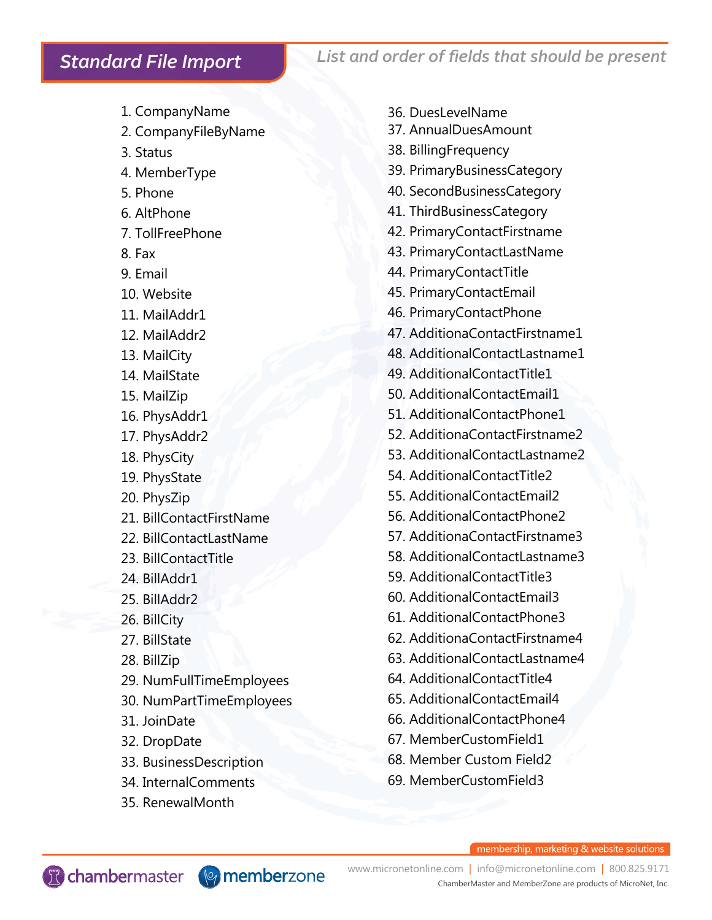# Standard File Import

*List and order of fields that should be present*

1. CompanyName
2. CompanyFileByName
3. Status
4. MemberType
5. Phone
6. AltPhone
7. TollFreePhone
8. Fax
9. Email
10. Website
11. MailAddr1
12. MailAddr2
13. MailCity
14. MailState
15. MailZip
16. PhysAddr1
17. PhysAddr2
18. PhysCity
19. PhysState
20. PhysZip
21. BillContactFirstName
22. BillContactLastName
23. BillContactTitle
24. BillAddr1
25. BillAddr2
26. BillCity
27. BillState
28. BillZip
29. NumFullTimeEmployees
30. NumPartTimeEmployees
31. JoinDate
32. DropDate
33. BusinessDescription
34. InternalComments
35. RenewalMonth
36. DuesLevelName
37. AnnualDuesAmount
38. BillingFrequency
39. PrimaryBusinessCategory
40. SecondBusinessCategory
41. ThirdBusinessCategory
42. PrimaryContactFirstname
43. PrimaryContactLastName
44. PrimaryContactTitle
45. PrimaryContactEmail
46. PrimaryContactPhone
47. AdditionaContactFirstname1
48. AdditionalContactLastname1
49. AdditionalContactTitle1
50. AdditionalContactEmail1
51. AdditionalContactPhone1
52. AdditionaContactFirstname2
53. AdditionalContactLastname2
54. AdditionalContactTitle2
55. AdditionalContactEmail2
56. AdditionalContactPhone2
57. AdditionaContactFirstname3
58. AdditionalContactLastname3
59. AdditionalContactTitle3
60. AdditionalContactEmail3
61. AdditionalContactPhone3
62. AdditionaContactFirstname4
63. AdditionalContactLastname4
64. AdditionalContactTitle4
65. AdditionalContactEmail4
66. AdditionalContactPhone4
67. MemberCustomField1
68. Member Custom Field2
69. MemberCustomField3

membership, marketing & website solutions

chambermaster memberzone

www.micronetonline.com | info@micronetonline.com | 800.825.9171

ChamberMaster and MemberZone are products of MicroNet, Inc.